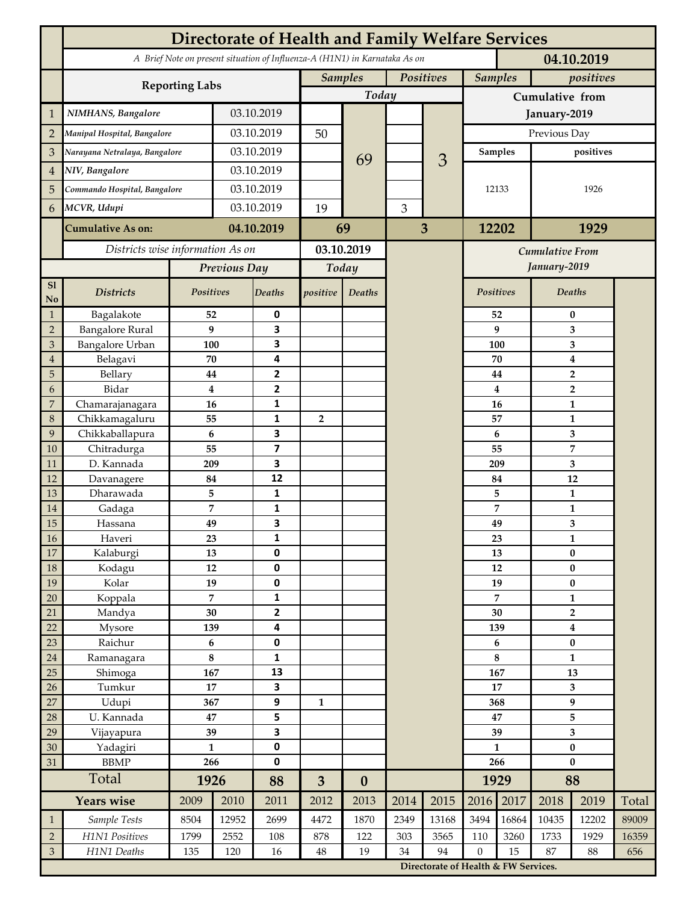# Directorate of Health and Family Welfare Services

*A Brief Note on present situation of Influenza-A (H1N1) in Karnataka As on* **04.10.2019**

| | Reporting Labs | | Samples (Today) | | Positives (Today) | | Samples (Cumulative from January-2019, Previous Day) | positives (Cumulative from January-2019, Previous Day) |
|---|---|---|---|---|---|---|---|---|
| 1 | *NIMHANS, Bangalore* | 03.10.2019 | | 69 | | 3 | 12133 | 1926 |
| 2 | *Manipal Hospital, Bangalore* | 03.10.2019 | 50 | | | | | |
| 3 | *Narayana Netralaya, Bangalore* | 03.10.2019 | | | | | | |
| 4 | *NIV, Bangalore* | 03.10.2019 | | | | | | |
| 5 | *Commando Hospital, Bangalore* | 03.10.2019 | | | | | | |
| 6 | *MCVR, Udupi* | 03.10.2019 | 19 | | 3 | | | |
| | **Cumulative As on:** | **04.10.2019** | **69** | | **3** | | **12202** | **1929** |

*Districts wise information As on* **03.10.2019**

| Sl No | Districts | Previous Day Positives | Previous Day Deaths | Today positive | Today Deaths | Cumulative From January-2019 Positives | Cumulative From January-2019 Deaths |
|---|---|---|---|---|---|---|---|
| 1 | Bagalakote | 52 | 0 | | | 52 | 0 |
| 2 | Bangalore Rural | 9 | 3 | | | 9 | 3 |
| 3 | Bangalore Urban | 100 | 3 | | | 100 | 3 |
| 4 | Belagavi | 70 | 4 | | | 70 | 4 |
| 5 | Bellary | 44 | 2 | | | 44 | 2 |
| 6 | Bidar | 4 | 2 | | | 4 | 2 |
| 7 | Chamarajanagara | 16 | 1 | | | 16 | 1 |
| 8 | Chikkamagaluru | 55 | 1 | 2 | | 57 | 1 |
| 9 | Chikkaballapura | 6 | 3 | | | 6 | 3 |
| 10 | Chitradurga | 55 | 7 | | | 55 | 7 |
| 11 | D. Kannada | 209 | 3 | | | 209 | 3 |
| 12 | Davanagere | 84 | 12 | | | 84 | 12 |
| 13 | Dharawada | 5 | 1 | | | 5 | 1 |
| 14 | Gadaga | 7 | 1 | | | 7 | 1 |
| 15 | Hassana | 49 | 3 | | | 49 | 3 |
| 16 | Haveri | 23 | 1 | | | 23 | 1 |
| 17 | Kalaburgi | 13 | 0 | | | 13 | 0 |
| 18 | Kodagu | 12 | 0 | | | 12 | 0 |
| 19 | Kolar | 19 | 0 | | | 19 | 0 |
| 20 | Koppala | 7 | 1 | | | 7 | 1 |
| 21 | Mandya | 30 | 2 | | | 30 | 2 |
| 22 | Mysore | 139 | 4 | | | 139 | 4 |
| 23 | Raichur | 6 | 0 | | | 6 | 0 |
| 24 | Ramanagara | 8 | 1 | | | 8 | 1 |
| 25 | Shimoga | 167 | 13 | | | 167 | 13 |
| 26 | Tumkur | 17 | 3 | | | 17 | 3 |
| 27 | Udupi | 367 | 9 | 1 | | 368 | 9 |
| 28 | U. Kannada | 47 | 5 | | | 47 | 5 |
| 29 | Vijayapura | 39 | 3 | | | 39 | 3 |
| 30 | Yadagiri | 1 | 0 | | | 1 | 0 |
| 31 | BBMP | 266 | 0 | | | 266 | 0 |
| | **Total** | **1926** | **88** | **3** | **0** | **1929** | **88** |

| | Years wise | 2009 | 2010 | 2011 | 2012 | 2013 | 2014 | 2015 | 2016 | 2017 | 2018 | 2019 | Total |
|---|---|---|---|---|---|---|---|---|---|---|---|---|---|
| 1 | *Sample Tests* | 8504 | 12952 | 2699 | 4472 | 1870 | 2349 | 13168 | 3494 | 16864 | 10435 | 12202 | 89009 |
| 2 | *H1N1 Positives* | 1799 | 2552 | 108 | 878 | 122 | 303 | 3565 | 110 | 3260 | 1733 | 1929 | 16359 |
| 3 | *H1N1 Deaths* | 135 | 120 | 16 | 48 | 19 | 34 | 94 | 0 | 15 | 87 | 88 | 656 |

**Directorate of Health & FW Services.**